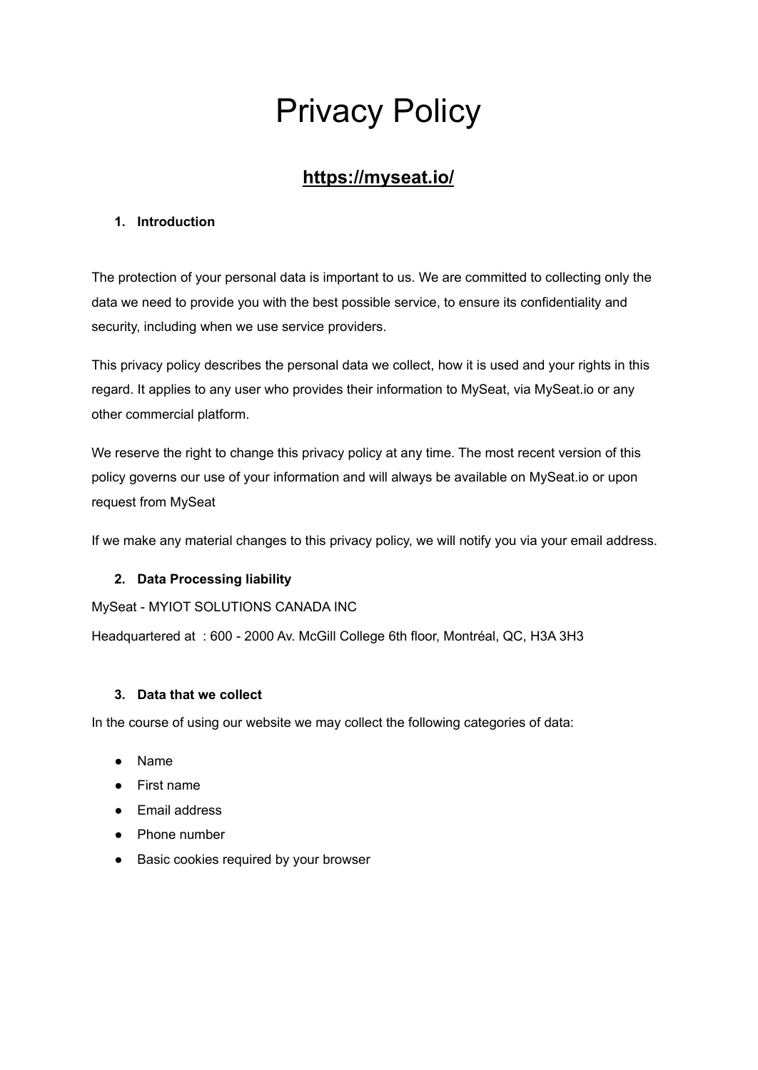# Privacy Policy

## [https://myseat.io/](https://myseat.io/)

1. **Introduction**

The protection of your personal data is important to us. We are committed to collecting only the data we need to provide you with the best possible service, to ensure its confidentiality and security, including when we use service providers.

This privacy policy describes the personal data we collect, how it is used and your rights in this regard. It applies to any user who provides their information to MySeat, via MySeat.io or any other commercial platform.

We reserve the right to change this privacy policy at any time. The most recent version of this policy governs our use of your information and will always be available on MySeat.io or upon request from MySeat

If we make any material changes to this privacy policy, we will notify you via your email address.

2. **Data Processing liability**

MySeat - MYIOT SOLUTIONS CANADA INC

Headquartered at : 600 - 2000 Av. McGill College 6th floor, Montréal, QC, H3A 3H3

3. **Data that we collect**

In the course of using our website we may collect the following categories of data:

- Name
- First name
- Email address
- Phone number
- Basic cookies required by your browser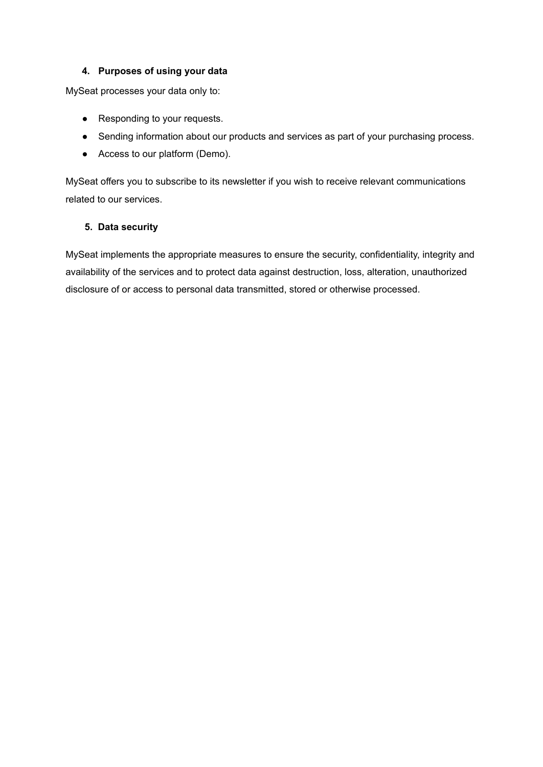## 4. Purposes of using your data

MySeat processes your data only to:

- Responding to your requests.
- Sending information about our products and services as part of your purchasing process.
- Access to our platform (Demo).

MySeat offers you to subscribe to its newsletter if you wish to receive relevant communications related to our services.

## 5. Data security

MySeat implements the appropriate measures to ensure the security, confidentiality, integrity and availability of the services and to protect data against destruction, loss, alteration, unauthorized disclosure of or access to personal data transmitted, stored or otherwise processed.